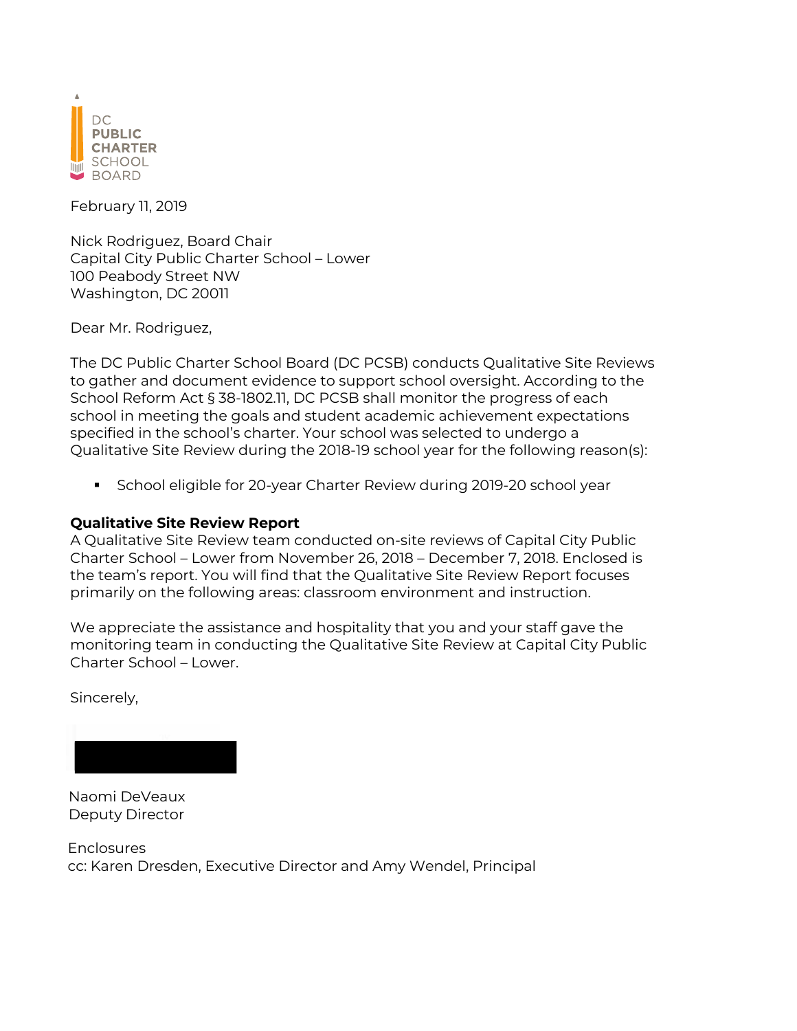DC PUBLIC CHARTER SCHOOL BOARD

February 11, 2019

Nick Rodriguez, Board Chair
Capital City Public Charter School – Lower
100 Peabody Street NW
Washington, DC 20011

Dear Mr. Rodriguez,

The DC Public Charter School Board (DC PCSB) conducts Qualitative Site Reviews to gather and document evidence to support school oversight. According to the School Reform Act § 38-1802.11, DC PCSB shall monitor the progress of each school in meeting the goals and student academic achievement expectations specified in the school's charter. Your school was selected to undergo a Qualitative Site Review during the 2018-19 school year for the following reason(s):

- School eligible for 20-year Charter Review during 2019-20 school year

**Qualitative Site Review Report**
A Qualitative Site Review team conducted on-site reviews of Capital City Public Charter School – Lower from November 26, 2018 – December 7, 2018. Enclosed is the team's report. You will find that the Qualitative Site Review Report focuses primarily on the following areas: classroom environment and instruction.

We appreciate the assistance and hospitality that you and your staff gave the monitoring team in conducting the Qualitative Site Review at Capital City Public Charter School – Lower.

Sincerely,

Naomi DeVeaux
Deputy Director

Enclosures
cc: Karen Dresden, Executive Director and Amy Wendel, Principal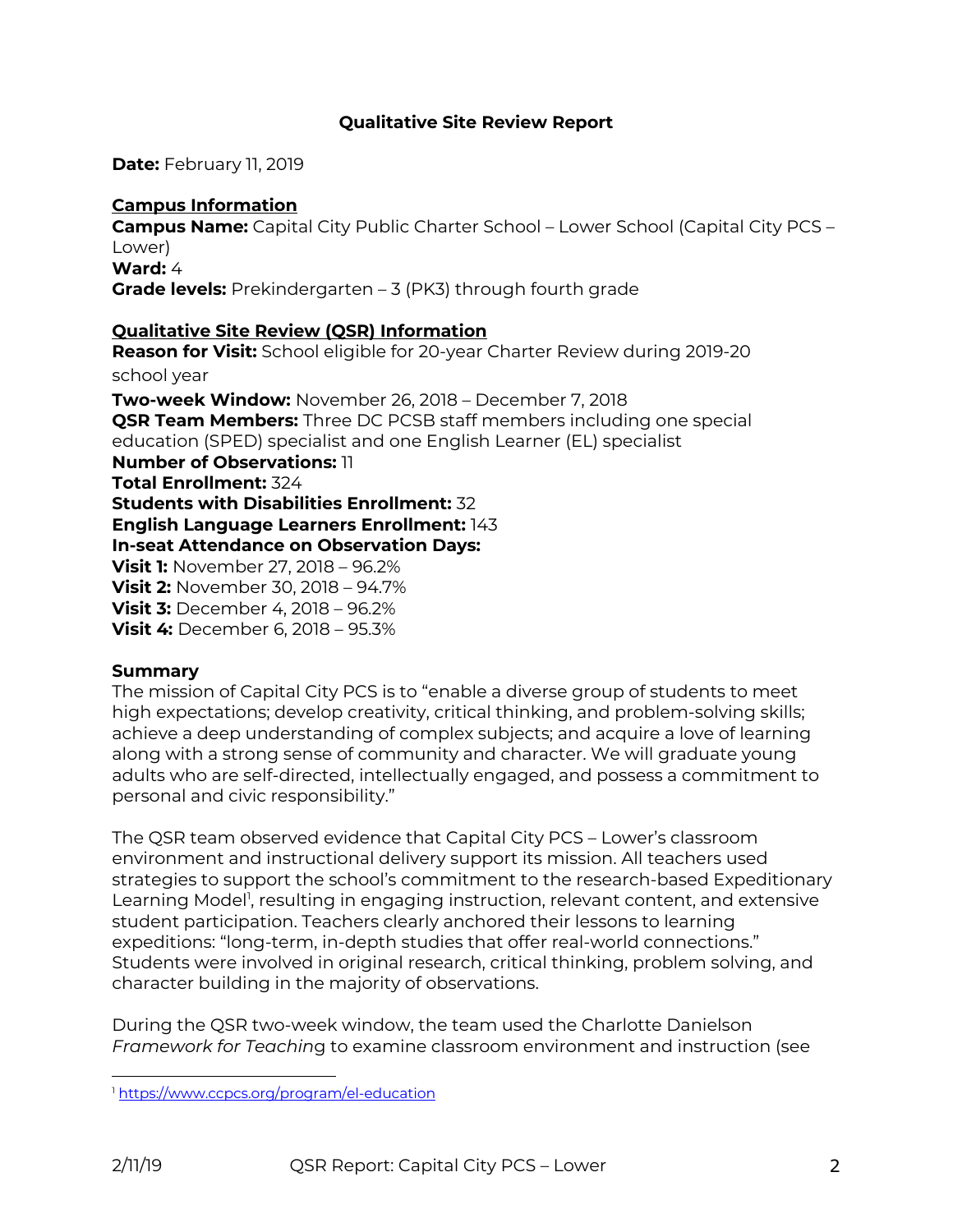## Qualitative Site Review Report

**Date:** February 11, 2019

**Campus Information**

**Campus Name:** Capital City Public Charter School – Lower School (Capital City PCS – Lower)
**Ward:** 4
**Grade levels:** Prekindergarten – 3 (PK3) through fourth grade

**Qualitative Site Review (QSR) Information**

**Reason for Visit:** School eligible for 20-year Charter Review during 2019-20 school year
**Two-week Window:** November 26, 2018 – December 7, 2018
**QSR Team Members:** Three DC PCSB staff members including one special education (SPED) specialist and one English Learner (EL) specialist
**Number of Observations:** 11
**Total Enrollment:** 324
**Students with Disabilities Enrollment:** 32
**English Language Learners Enrollment:** 143
**In-seat Attendance on Observation Days:**
**Visit 1:** November 27, 2018 – 96.2%
**Visit 2:** November 30, 2018 – 94.7%
**Visit 3:** December 4, 2018 – 96.2%
**Visit 4:** December 6, 2018 – 95.3%

**Summary**

The mission of Capital City PCS is to "enable a diverse group of students to meet high expectations; develop creativity, critical thinking, and problem-solving skills; achieve a deep understanding of complex subjects; and acquire a love of learning along with a strong sense of community and character. We will graduate young adults who are self-directed, intellectually engaged, and possess a commitment to personal and civic responsibility."

The QSR team observed evidence that Capital City PCS – Lower's classroom environment and instructional delivery support its mission. All teachers used strategies to support the school's commitment to the research-based Expeditionary Learning Model[1], resulting in engaging instruction, relevant content, and extensive student participation. Teachers clearly anchored their lessons to learning expeditions: "long-term, in-depth studies that offer real-world connections." Students were involved in original research, critical thinking, problem solving, and character building in the majority of observations.

During the QSR two-week window, the team used the Charlotte Danielson *Framework for Teaching* to examine classroom environment and instruction (see

[1] https://www.ccpcs.org/program/el-education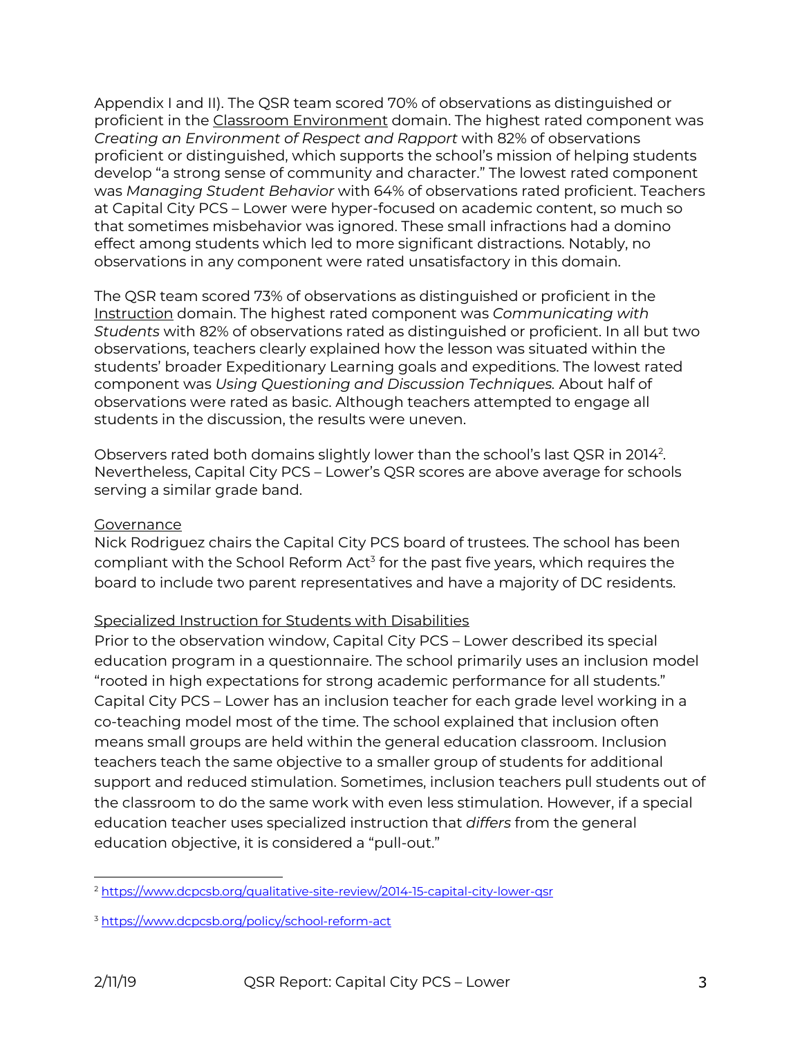Appendix I and II). The QSR team scored 70% of observations as distinguished or proficient in the Classroom Environment domain. The highest rated component was *Creating an Environment of Respect and Rapport* with 82% of observations proficient or distinguished, which supports the school's mission of helping students develop "a strong sense of community and character." The lowest rated component was *Managing Student Behavior* with 64% of observations rated proficient. Teachers at Capital City PCS – Lower were hyper-focused on academic content, so much so that sometimes misbehavior was ignored. These small infractions had a domino effect among students which led to more significant distractions. Notably, no observations in any component were rated unsatisfactory in this domain.

The QSR team scored 73% of observations as distinguished or proficient in the Instruction domain. The highest rated component was *Communicating with Students* with 82% of observations rated as distinguished or proficient. In all but two observations, teachers clearly explained how the lesson was situated within the students' broader Expeditionary Learning goals and expeditions. The lowest rated component was *Using Questioning and Discussion Techniques.* About half of observations were rated as basic. Although teachers attempted to engage all students in the discussion, the results were uneven.

Observers rated both domains slightly lower than the school's last QSR in 2014[2]. Nevertheless, Capital City PCS – Lower's QSR scores are above average for schools serving a similar grade band.

## Governance

Nick Rodriguez chairs the Capital City PCS board of trustees. The school has been compliant with the School Reform Act[3] for the past five years, which requires the board to include two parent representatives and have a majority of DC residents.

## Specialized Instruction for Students with Disabilities

Prior to the observation window, Capital City PCS – Lower described its special education program in a questionnaire. The school primarily uses an inclusion model "rooted in high expectations for strong academic performance for all students." Capital City PCS – Lower has an inclusion teacher for each grade level working in a co-teaching model most of the time. The school explained that inclusion often means small groups are held within the general education classroom. Inclusion teachers teach the same objective to a smaller group of students for additional support and reduced stimulation. Sometimes, inclusion teachers pull students out of the classroom to do the same work with even less stimulation. However, if a special education teacher uses specialized instruction that *differs* from the general education objective, it is considered a "pull-out."

[2] https://www.dcpcsb.org/qualitative-site-review/2014-15-capital-city-lower-qsr

[3] https://www.dcpcsb.org/policy/school-reform-act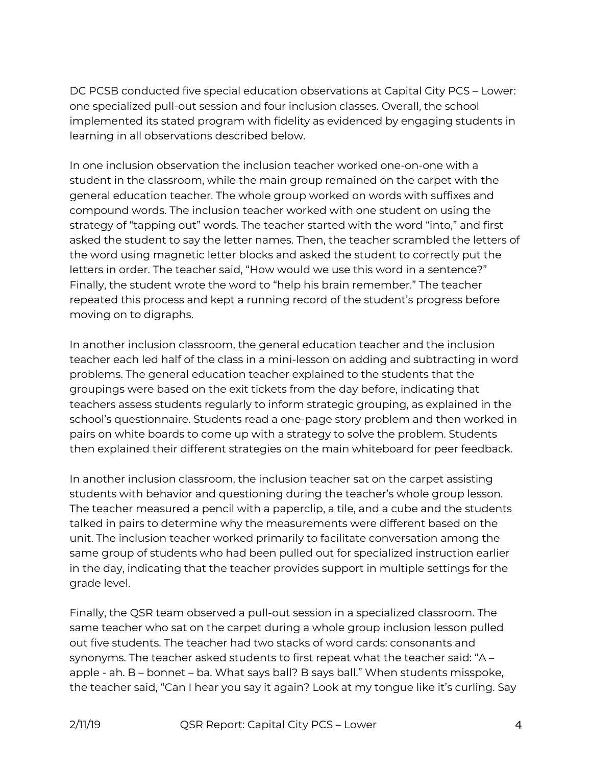DC PCSB conducted five special education observations at Capital City PCS – Lower: one specialized pull-out session and four inclusion classes. Overall, the school implemented its stated program with fidelity as evidenced by engaging students in learning in all observations described below.

In one inclusion observation the inclusion teacher worked one-on-one with a student in the classroom, while the main group remained on the carpet with the general education teacher. The whole group worked on words with suffixes and compound words. The inclusion teacher worked with one student on using the strategy of "tapping out" words. The teacher started with the word "into," and first asked the student to say the letter names. Then, the teacher scrambled the letters of the word using magnetic letter blocks and asked the student to correctly put the letters in order. The teacher said, "How would we use this word in a sentence?" Finally, the student wrote the word to "help his brain remember." The teacher repeated this process and kept a running record of the student's progress before moving on to digraphs.

In another inclusion classroom, the general education teacher and the inclusion teacher each led half of the class in a mini-lesson on adding and subtracting in word problems. The general education teacher explained to the students that the groupings were based on the exit tickets from the day before, indicating that teachers assess students regularly to inform strategic grouping, as explained in the school's questionnaire. Students read a one-page story problem and then worked in pairs on white boards to come up with a strategy to solve the problem. Students then explained their different strategies on the main whiteboard for peer feedback.

In another inclusion classroom, the inclusion teacher sat on the carpet assisting students with behavior and questioning during the teacher's whole group lesson. The teacher measured a pencil with a paperclip, a tile, and a cube and the students talked in pairs to determine why the measurements were different based on the unit. The inclusion teacher worked primarily to facilitate conversation among the same group of students who had been pulled out for specialized instruction earlier in the day, indicating that the teacher provides support in multiple settings for the grade level.

Finally, the QSR team observed a pull-out session in a specialized classroom. The same teacher who sat on the carpet during a whole group inclusion lesson pulled out five students. The teacher had two stacks of word cards: consonants and synonyms. The teacher asked students to first repeat what the teacher said: "A – apple - ah. B – bonnet – ba. What says ball? B says ball." When students misspoke, the teacher said, "Can I hear you say it again? Look at my tongue like it's curling. Say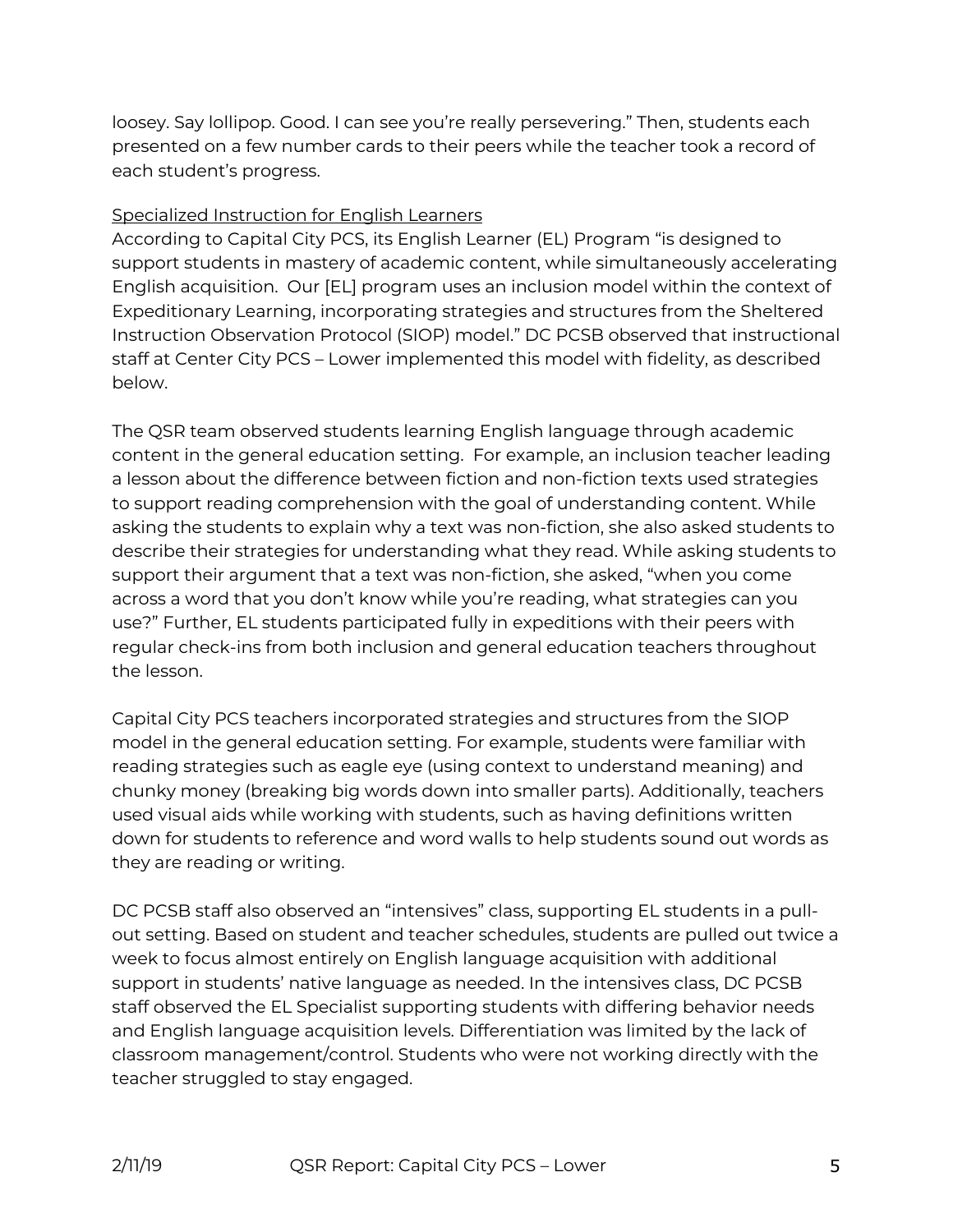loosey. Say lollipop. Good. I can see you're really persevering." Then, students each presented on a few number cards to their peers while the teacher took a record of each student's progress.

<u>Specialized Instruction for English Learners</u>

According to Capital City PCS, its English Learner (EL) Program "is designed to support students in mastery of academic content, while simultaneously accelerating English acquisition. Our [EL] program uses an inclusion model within the context of Expeditionary Learning, incorporating strategies and structures from the Sheltered Instruction Observation Protocol (SIOP) model." DC PCSB observed that instructional staff at Center City PCS – Lower implemented this model with fidelity, as described below.

The QSR team observed students learning English language through academic content in the general education setting. For example, an inclusion teacher leading a lesson about the difference between fiction and non-fiction texts used strategies to support reading comprehension with the goal of understanding content. While asking the students to explain why a text was non-fiction, she also asked students to describe their strategies for understanding what they read. While asking students to support their argument that a text was non-fiction, she asked, "when you come across a word that you don't know while you're reading, what strategies can you use?" Further, EL students participated fully in expeditions with their peers with regular check-ins from both inclusion and general education teachers throughout the lesson.

Capital City PCS teachers incorporated strategies and structures from the SIOP model in the general education setting. For example, students were familiar with reading strategies such as eagle eye (using context to understand meaning) and chunky money (breaking big words down into smaller parts). Additionally, teachers used visual aids while working with students, such as having definitions written down for students to reference and word walls to help students sound out words as they are reading or writing.

DC PCSB staff also observed an "intensives" class, supporting EL students in a pull-out setting. Based on student and teacher schedules, students are pulled out twice a week to focus almost entirely on English language acquisition with additional support in students' native language as needed. In the intensives class, DC PCSB staff observed the EL Specialist supporting students with differing behavior needs and English language acquisition levels. Differentiation was limited by the lack of classroom management/control. Students who were not working directly with the teacher struggled to stay engaged.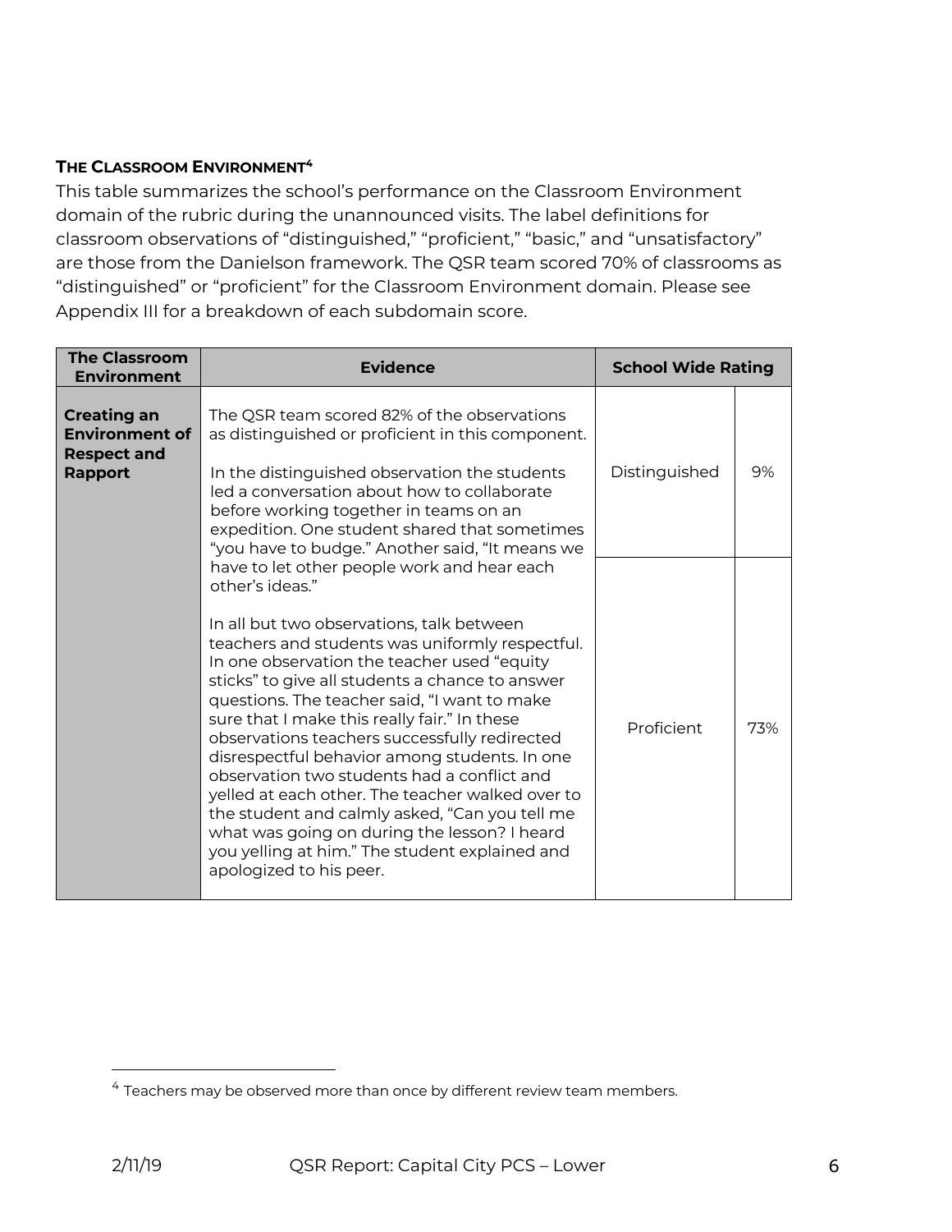### THE CLASSROOM ENVIRONMENT[4]

This table summarizes the school's performance on the Classroom Environment domain of the rubric during the unannounced visits. The label definitions for classroom observations of "distinguished," "proficient," "basic," and "unsatisfactory" are those from the Danielson framework. The QSR team scored 70% of classrooms as "distinguished" or "proficient" for the Classroom Environment domain. Please see Appendix III for a breakdown of each subdomain score.

| The Classroom Environment | Evidence | School Wide Rating | |
|---|---|---|---|
| **Creating an Environment of Respect and Rapport** | The QSR team scored 82% of the observations as distinguished or proficient in this component.<br><br>In the distinguished observation the students led a conversation about how to collaborate before working together in teams on an expedition. One student shared that sometimes "you have to budge." Another said, "It means we have to let other people work and hear each other's ideas."<br><br>In all but two observations, talk between teachers and students was uniformly respectful. In one observation the teacher used "equity sticks" to give all students a chance to answer questions. The teacher said, "I want to make sure that I make this really fair." In these observations teachers successfully redirected disrespectful behavior among students. In one observation two students had a conflict and yelled at each other. The teacher walked over to the student and calmly asked, "Can you tell me what was going on during the lesson? I heard you yelling at him." The student explained and apologized to his peer. | Distinguished | 9% |
| | | Proficient | 73% |

[4] Teachers may be observed more than once by different review team members.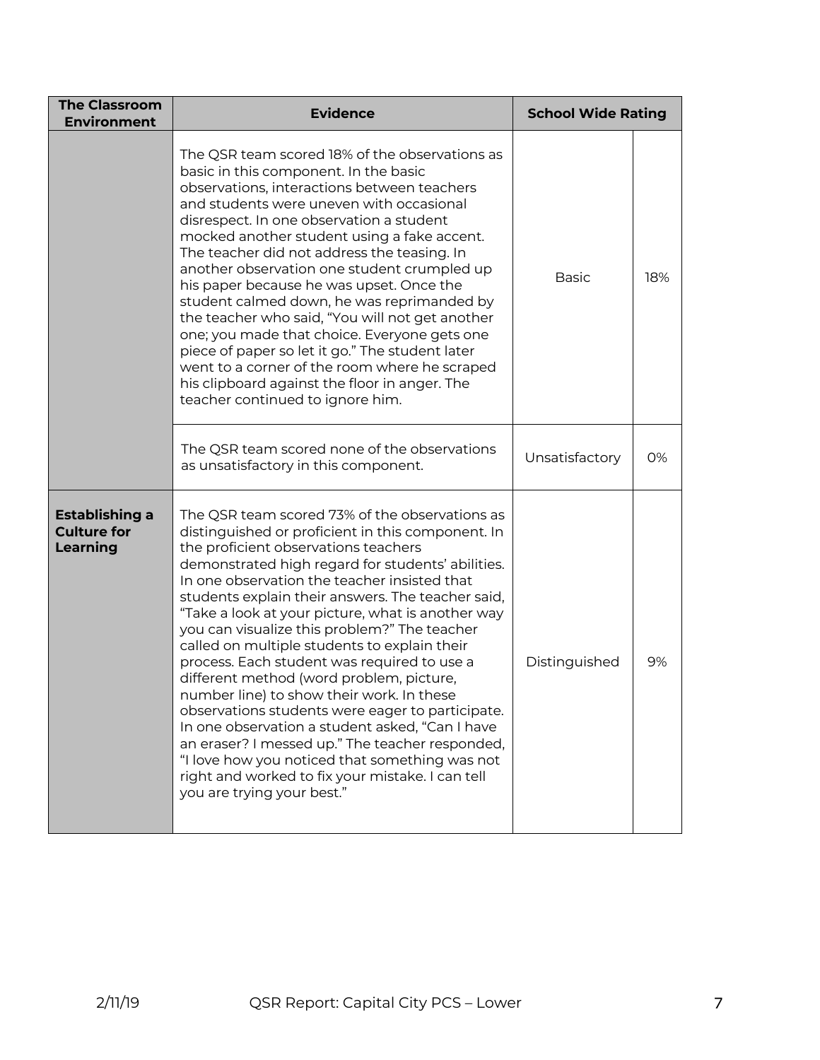| The Classroom Environment | Evidence | School Wide Rating | |
|---|---|---|---|
| | The QSR team scored 18% of the observations as basic in this component. In the basic observations, interactions between teachers and students were uneven with occasional disrespect. In one observation a student mocked another student using a fake accent. The teacher did not address the teasing. In another observation one student crumpled up his paper because he was upset. Once the student calmed down, he was reprimanded by the teacher who said, "You will not get another one; you made that choice. Everyone gets one piece of paper so let it go." The student later went to a corner of the room where he scraped his clipboard against the floor in anger. The teacher continued to ignore him. | Basic | 18% |
| | The QSR team scored none of the observations as unsatisfactory in this component. | Unsatisfactory | 0% |
| **Establishing a Culture for Learning** | The QSR team scored 73% of the observations as distinguished or proficient in this component. In the proficient observations teachers demonstrated high regard for students' abilities. In one observation the teacher insisted that students explain their answers. The teacher said, "Take a look at your picture, what is another way you can visualize this problem?" The teacher called on multiple students to explain their process. Each student was required to use a different method (word problem, picture, number line) to show their work. In these observations students were eager to participate. In one observation a student asked, "Can I have an eraser? I messed up." The teacher responded, "I love how you noticed that something was not right and worked to fix your mistake. I can tell you are trying your best." | Distinguished | 9% |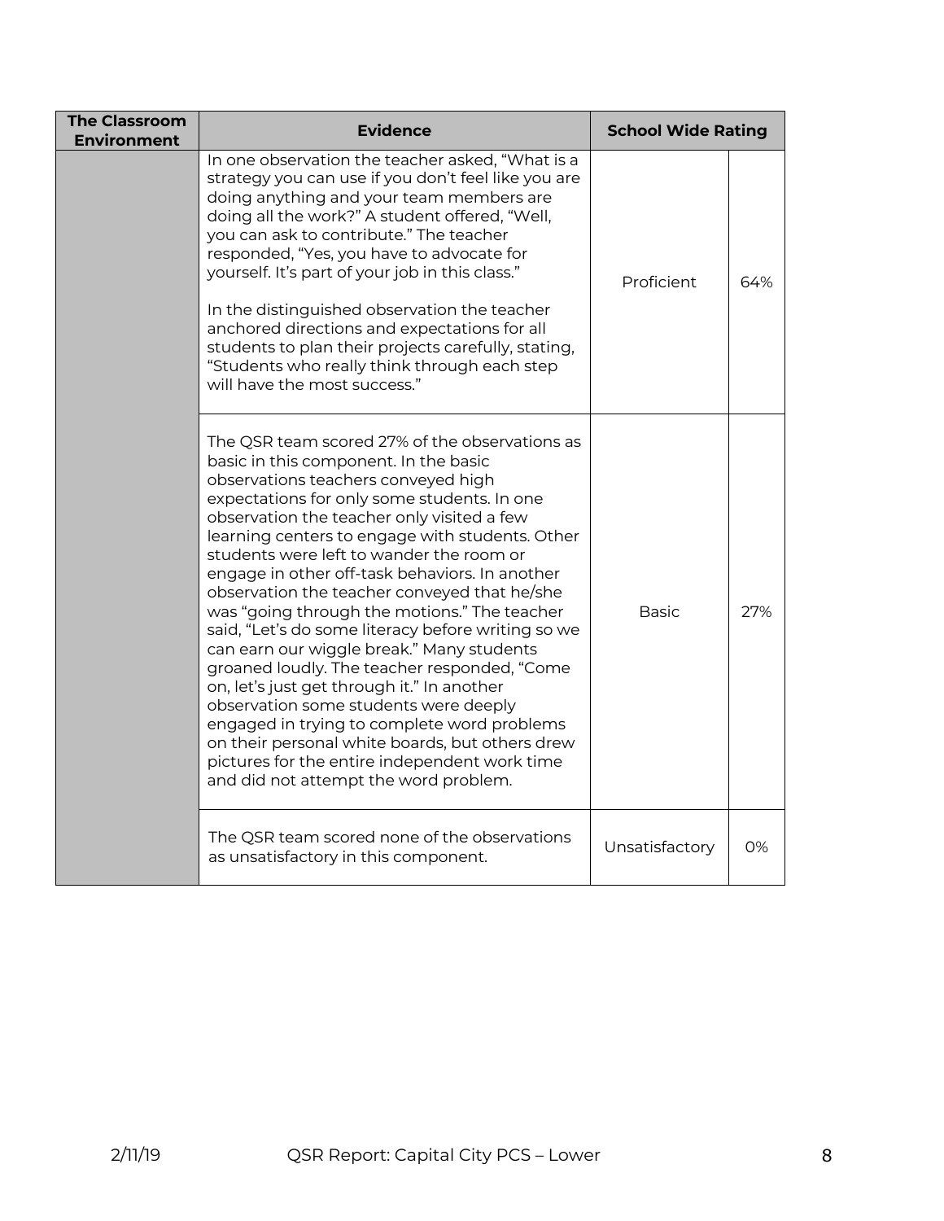| The Classroom Environment | Evidence | School Wide Rating | |
|---|---|---|---|
| | In one observation the teacher asked, "What is a strategy you can use if you don't feel like you are doing anything and your team members are doing all the work?" A student offered, "Well, you can ask to contribute." The teacher responded, "Yes, you have to advocate for yourself. It's part of your job in this class." <br><br> In the distinguished observation the teacher anchored directions and expectations for all students to plan their projects carefully, stating, "Students who really think through each step will have the most success." | Proficient | 64% |
| | The QSR team scored 27% of the observations as basic in this component. In the basic observations teachers conveyed high expectations for only some students. In one observation the teacher only visited a few learning centers to engage with students. Other students were left to wander the room or engage in other off-task behaviors. In another observation the teacher conveyed that he/she was "going through the motions." The teacher said, "Let's do some literacy before writing so we can earn our wiggle break." Many students groaned loudly. The teacher responded, "Come on, let's just get through it." In another observation some students were deeply engaged in trying to complete word problems on their personal white boards, but others drew pictures for the entire independent work time and did not attempt the word problem. | Basic | 27% |
| | The QSR team scored none of the observations as unsatisfactory in this component. | Unsatisfactory | 0% |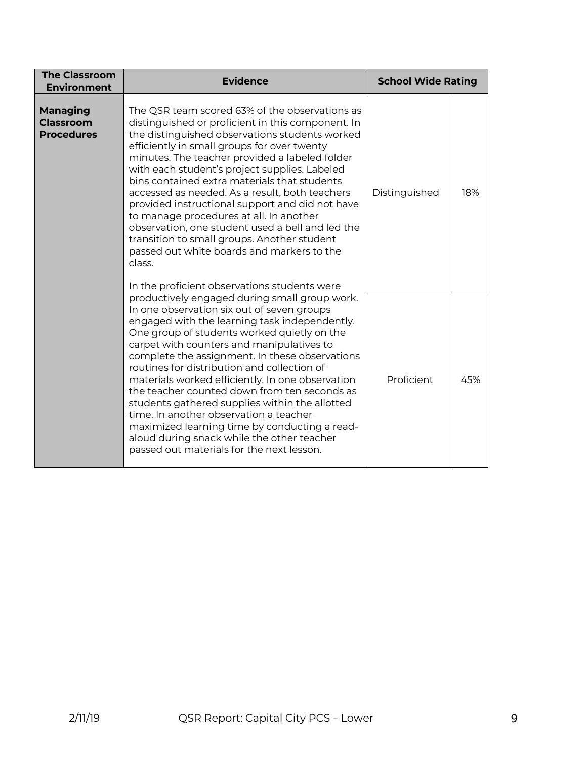| The Classroom Environment | Evidence | School Wide Rating | |
|---|---|---|---|
| **Managing Classroom Procedures** | The QSR team scored 63% of the observations as distinguished or proficient in this component. In the distinguished observations students worked efficiently in small groups for over twenty minutes. The teacher provided a labeled folder with each student's project supplies. Labeled bins contained extra materials that students accessed as needed. As a result, both teachers provided instructional support and did not have to manage procedures at all. In another observation, one student used a bell and led the transition to small groups. Another student passed out white boards and markers to the class.<br><br>In the proficient observations students were productively engaged during small group work. In one observation six out of seven groups engaged with the learning task independently. One group of students worked quietly on the carpet with counters and manipulatives to complete the assignment. In these observations routines for distribution and collection of materials worked efficiently. In one observation the teacher counted down from ten seconds as students gathered supplies within the allotted time. In another observation a teacher maximized learning time by conducting a read-aloud during snack while the other teacher passed out materials for the next lesson. | Distinguished | 18% |
| | | Proficient | 45% |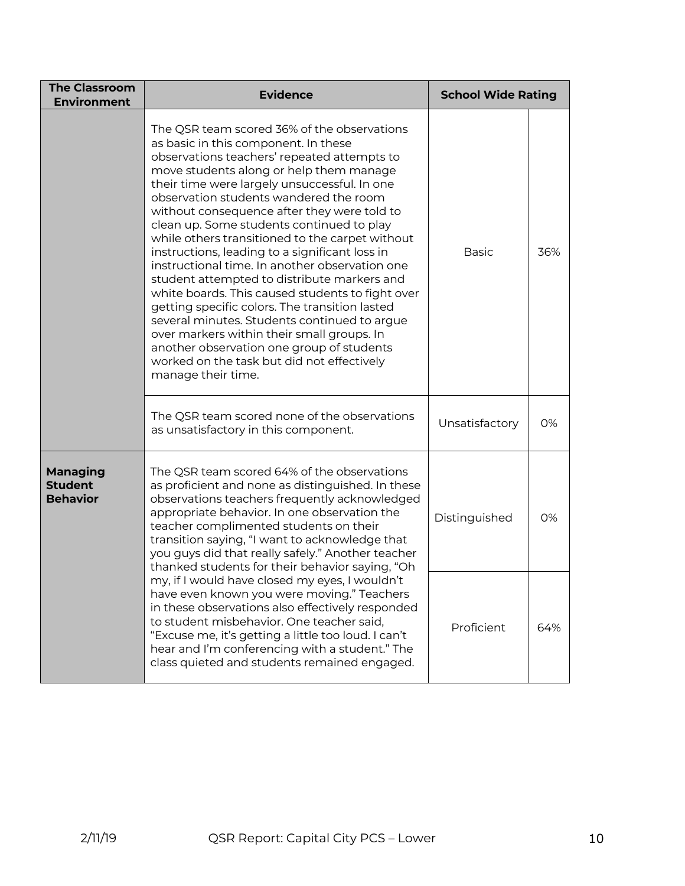| The Classroom Environment | Evidence | School Wide Rating | |
|---|---|---|---|
| | The QSR team scored 36% of the observations as basic in this component. In these observations teachers' repeated attempts to move students along or help them manage their time were largely unsuccessful. In one observation students wandered the room without consequence after they were told to clean up. Some students continued to play while others transitioned to the carpet without instructions, leading to a significant loss in instructional time. In another observation one student attempted to distribute markers and white boards. This caused students to fight over getting specific colors. The transition lasted several minutes. Students continued to argue over markers within their small groups. In another observation one group of students worked on the task but did not effectively manage their time. | Basic | 36% |
| | The QSR team scored none of the observations as unsatisfactory in this component. | Unsatisfactory | 0% |
| **Managing Student Behavior** | The QSR team scored 64% of the observations as proficient and none as distinguished. In these observations teachers frequently acknowledged appropriate behavior. In one observation the teacher complimented students on their transition saying, "I want to acknowledge that you guys did that really safely." Another teacher thanked students for their behavior saying, "Oh my, if I would have closed my eyes, I wouldn't have even known you were moving." Teachers in these observations also effectively responded to student misbehavior. One teacher said, "Excuse me, it's getting a little too loud. I can't hear and I'm conferencing with a student." The class quieted and students remained engaged. | Distinguished | 0% |
| | | Proficient | 64% |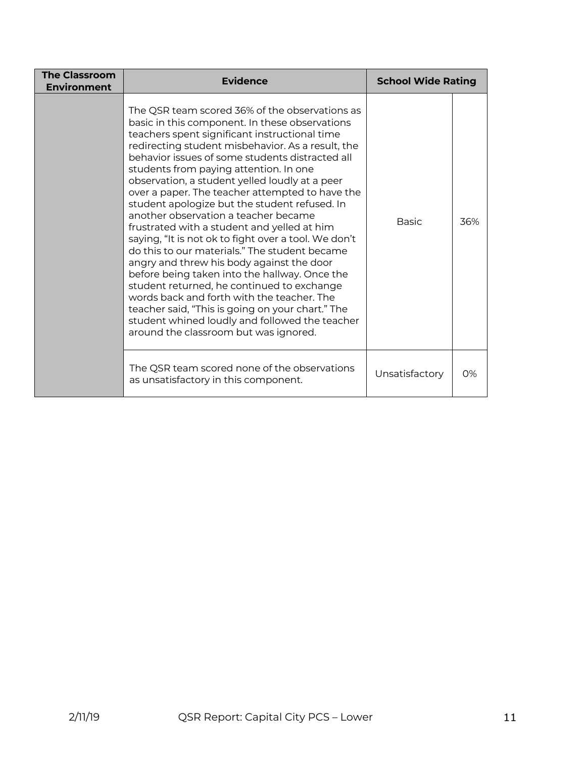| The Classroom Environment | Evidence | School Wide Rating | |
|---|---|---|---|
| | The QSR team scored 36% of the observations as basic in this component. In these observations teachers spent significant instructional time redirecting student misbehavior. As a result, the behavior issues of some students distracted all students from paying attention. In one observation, a student yelled loudly at a peer over a paper. The teacher attempted to have the student apologize but the student refused. In another observation a teacher became frustrated with a student and yelled at him saying, "It is not ok to fight over a tool. We don't do this to our materials." The student became angry and threw his body against the door before being taken into the hallway. Once the student returned, he continued to exchange words back and forth with the teacher. The teacher said, "This is going on your chart." The student whined loudly and followed the teacher around the classroom but was ignored. | Basic | 36% |
| | The QSR team scored none of the observations as unsatisfactory in this component. | Unsatisfactory | 0% |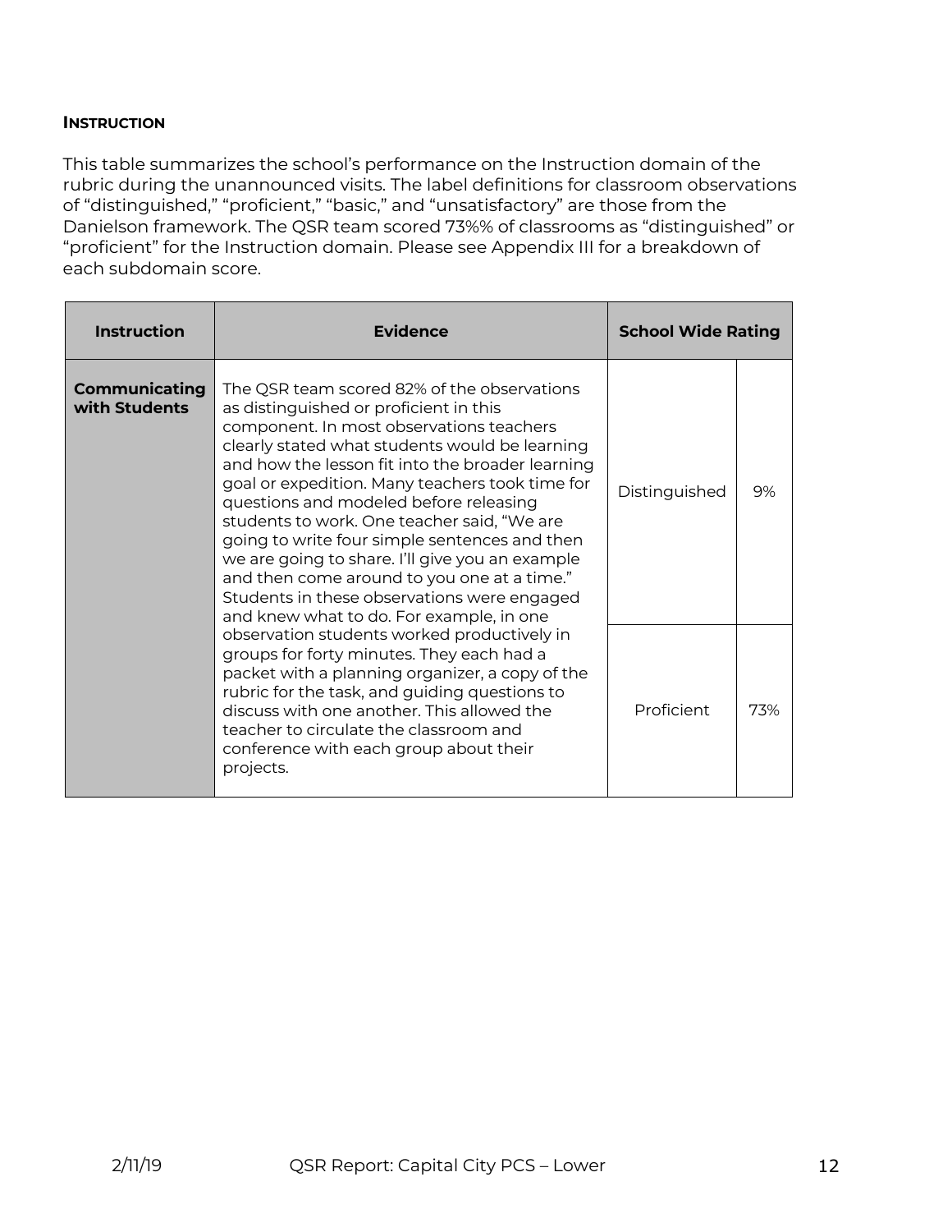#### INSTRUCTION

This table summarizes the school's performance on the Instruction domain of the rubric during the unannounced visits. The label definitions for classroom observations of "distinguished," "proficient," "basic," and "unsatisfactory" are those from the Danielson framework. The QSR team scored 73%% of classrooms as "distinguished" or "proficient" for the Instruction domain. Please see Appendix III for a breakdown of each subdomain score.

| Instruction | Evidence | School Wide Rating | |
|---|---|---|---|
| **Communicating with Students** | The QSR team scored 82% of the observations as distinguished or proficient in this component. In most observations teachers clearly stated what students would be learning and how the lesson fit into the broader learning goal or expedition. Many teachers took time for questions and modeled before releasing students to work. One teacher said, "We are going to write four simple sentences and then we are going to share. I'll give you an example and then come around to you one at a time." Students in these observations were engaged and knew what to do. For example, in one observation students worked productively in groups for forty minutes. They each had a packet with a planning organizer, a copy of the rubric for the task, and guiding questions to discuss with one another. This allowed the teacher to circulate the classroom and conference with each group about their projects. | Distinguished | 9% |
| | | Proficient | 73% |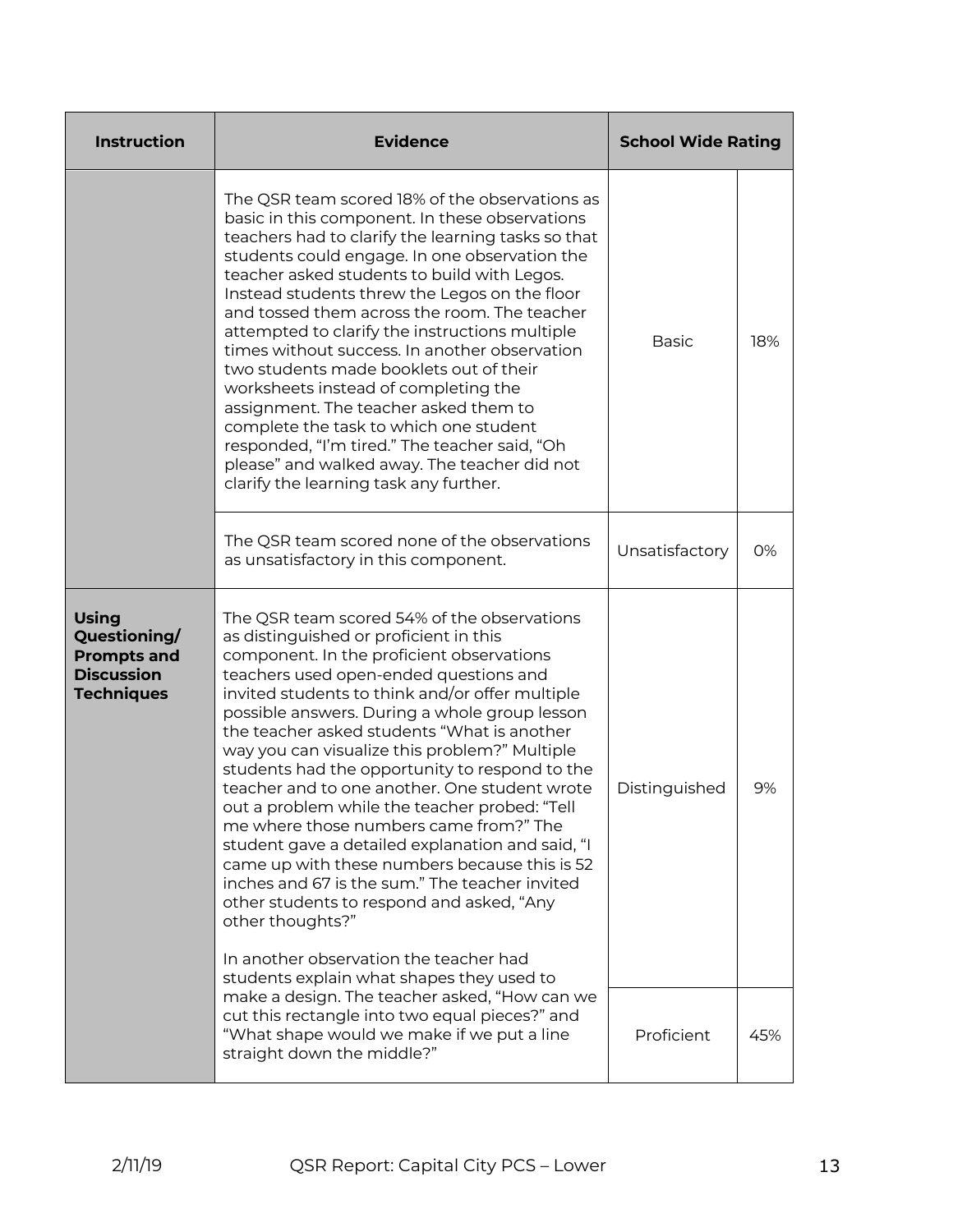| Instruction | Evidence | School Wide Rating | |
|---|---|---|---|
| | The QSR team scored 18% of the observations as basic in this component. In these observations teachers had to clarify the learning tasks so that students could engage. In one observation the teacher asked students to build with Legos. Instead students threw the Legos on the floor and tossed them across the room. The teacher attempted to clarify the instructions multiple times without success. In another observation two students made booklets out of their worksheets instead of completing the assignment. The teacher asked them to complete the task to which one student responded, "I'm tired." The teacher said, "Oh please" and walked away. The teacher did not clarify the learning task any further. | Basic | 18% |
| | The QSR team scored none of the observations as unsatisfactory in this component. | Unsatisfactory | 0% |
| **Using Questioning/ Prompts and Discussion Techniques** | The QSR team scored 54% of the observations as distinguished or proficient in this component. In the proficient observations teachers used open-ended questions and invited students to think and/or offer multiple possible answers. During a whole group lesson the teacher asked students "What is another way you can visualize this problem?" Multiple students had the opportunity to respond to the teacher and to one another. One student wrote out a problem while the teacher probed: "Tell me where those numbers came from?" The student gave a detailed explanation and said, "I came up with these numbers because this is 52 inches and 67 is the sum." The teacher invited other students to respond and asked, "Any other thoughts?"<br><br>In another observation the teacher had students explain what shapes they used to make a design. The teacher asked, "How can we cut this rectangle into two equal pieces?" and "What shape would we make if we put a line straight down the middle?" | Distinguished | 9% |
| | | Proficient | 45% |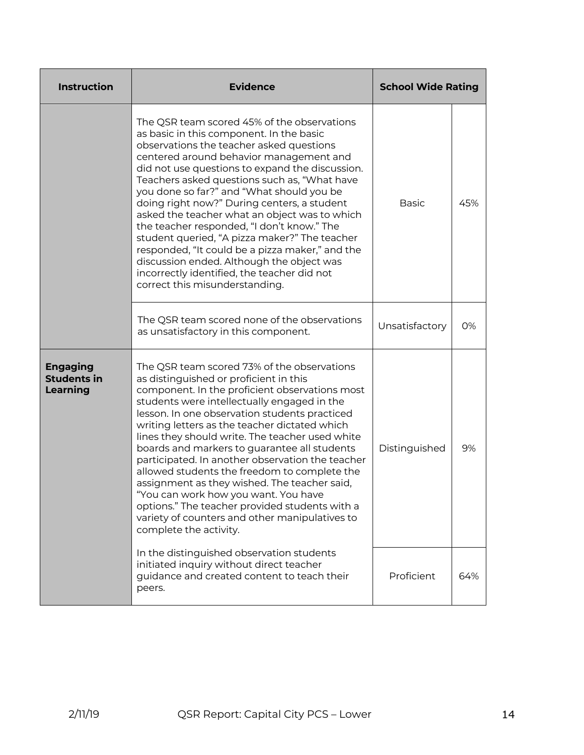| Instruction | Evidence | School Wide Rating | |
|---|---|---|---|
| | The QSR team scored 45% of the observations as basic in this component. In the basic observations the teacher asked questions centered around behavior management and did not use questions to expand the discussion. Teachers asked questions such as, "What have you done so far?" and "What should you be doing right now?" During centers, a student asked the teacher what an object was to which the teacher responded, "I don't know." The student queried, "A pizza maker?" The teacher responded, "It could be a pizza maker," and the discussion ended. Although the object was incorrectly identified, the teacher did not correct this misunderstanding. | Basic | 45% |
| | The QSR team scored none of the observations as unsatisfactory in this component. | Unsatisfactory | 0% |
| **Engaging Students in Learning** | The QSR team scored 73% of the observations as distinguished or proficient in this component. In the proficient observations most students were intellectually engaged in the lesson. In one observation students practiced writing letters as the teacher dictated which lines they should write. The teacher used white boards and markers to guarantee all students participated. In another observation the teacher allowed students the freedom to complete the assignment as they wished. The teacher said, "You can work how you want. You have options." The teacher provided students with a variety of counters and other manipulatives to complete the activity. In the distinguished observation students initiated inquiry without direct teacher guidance and created content to teach their peers. | Distinguished | 9% |
| | | Proficient | 64% |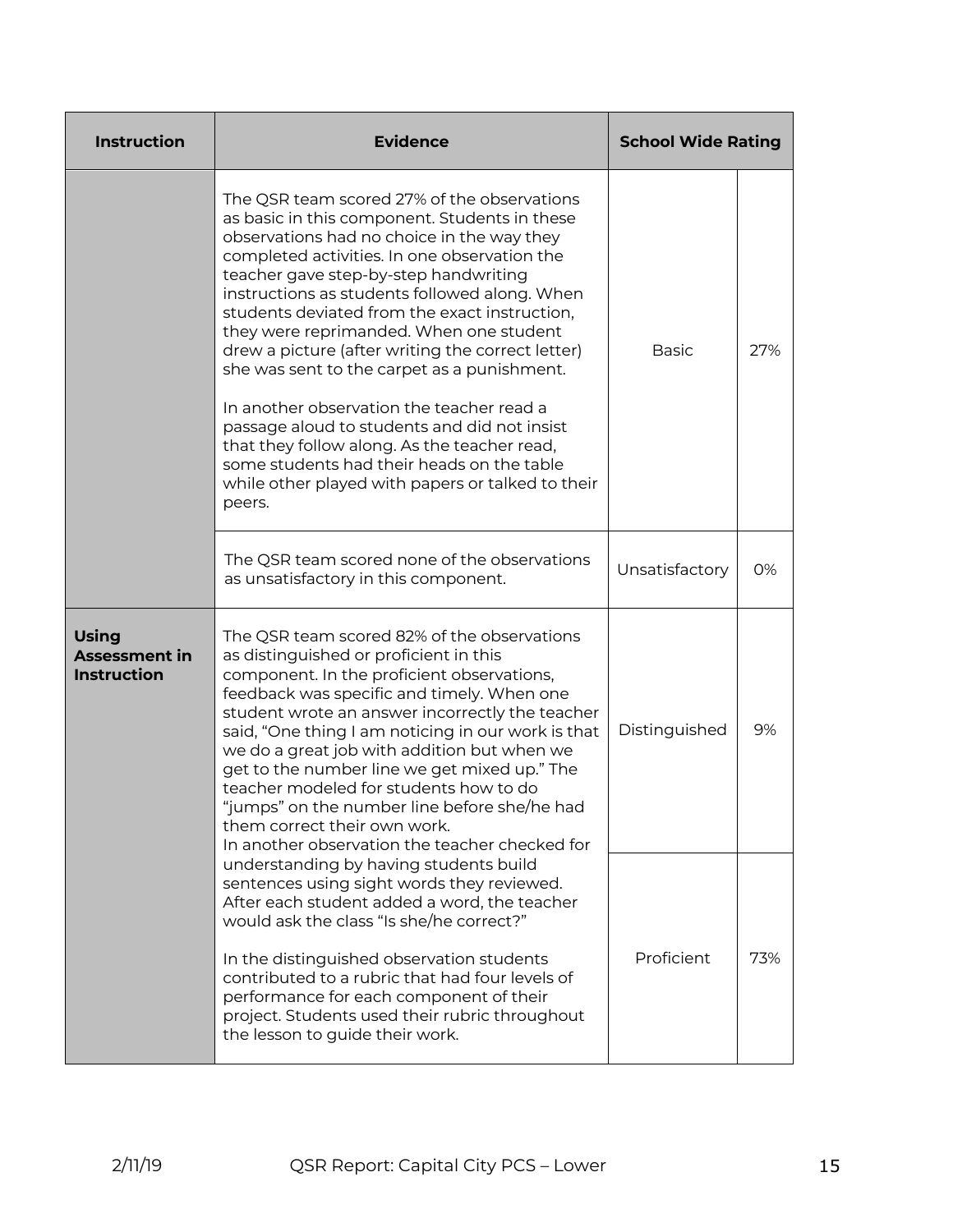| Instruction | Evidence | School Wide Rating | |
|---|---|---|---|
| | The QSR team scored 27% of the observations as basic in this component. Students in these observations had no choice in the way they completed activities. In one observation the teacher gave step-by-step handwriting instructions as students followed along. When students deviated from the exact instruction, they were reprimanded. When one student drew a picture (after writing the correct letter) she was sent to the carpet as a punishment.<br><br>In another observation the teacher read a passage aloud to students and did not insist that they follow along. As the teacher read, some students had their heads on the table while other played with papers or talked to their peers. | Basic | 27% |
| | The QSR team scored none of the observations as unsatisfactory in this component. | Unsatisfactory | 0% |
| **Using Assessment in Instruction** | The QSR team scored 82% of the observations as distinguished or proficient in this component. In the proficient observations, feedback was specific and timely. When one student wrote an answer incorrectly the teacher said, "One thing I am noticing in our work is that we do a great job with addition but when we get to the number line we get mixed up." The teacher modeled for students how to do "jumps" on the number line before she/he had them correct their own work.<br>In another observation the teacher checked for understanding by having students build sentences using sight words they reviewed. After each student added a word, the teacher would ask the class "Is she/he correct?"<br><br>In the distinguished observation students contributed to a rubric that had four levels of performance for each component of their project. Students used their rubric throughout the lesson to guide their work. | Distinguished | 9% |
| | | Proficient | 73% |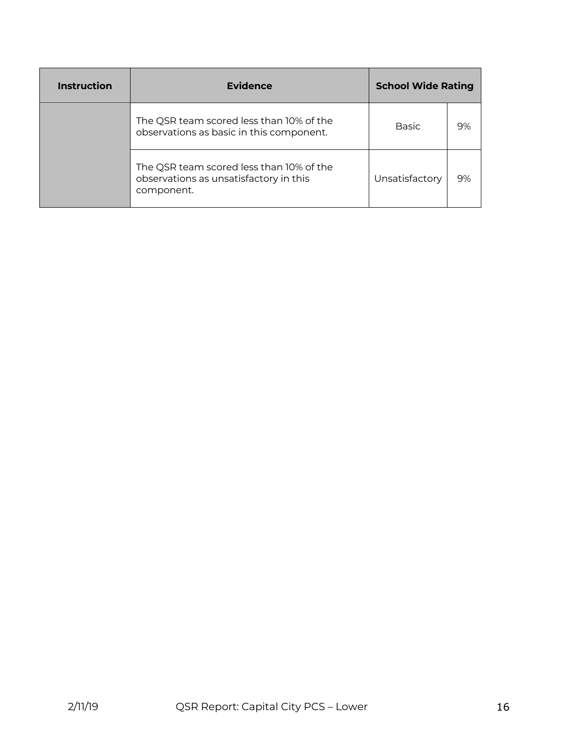| Instruction | Evidence | School Wide Rating | |
|---|---|---|---|
| | The QSR team scored less than 10% of the observations as basic in this component. | Basic | 9% |
| | The QSR team scored less than 10% of the observations as unsatisfactory in this component. | Unsatisfactory | 9% |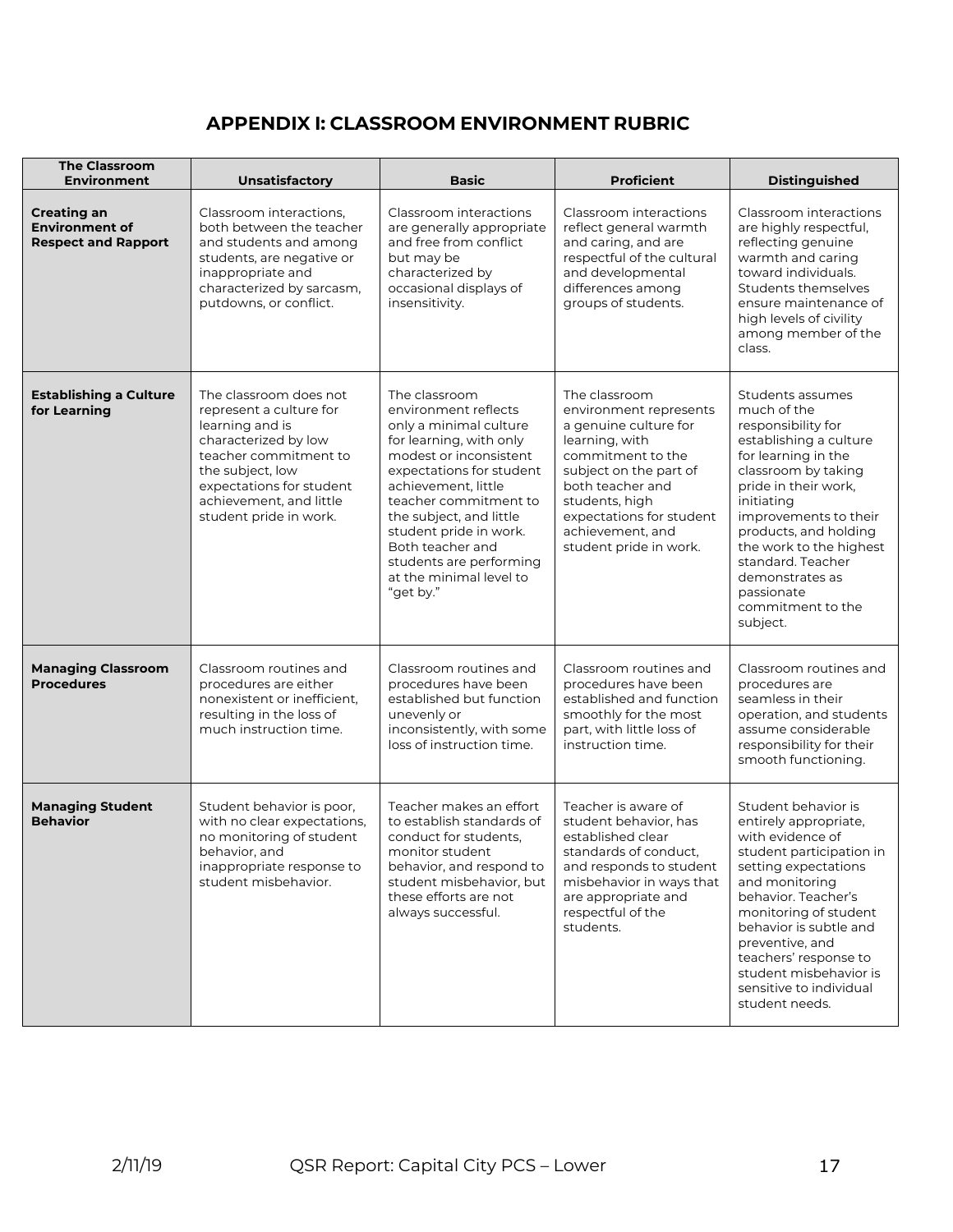## APPENDIX I: CLASSROOM ENVIRONMENT RUBRIC

| The Classroom Environment | Unsatisfactory | Basic | Proficient | Distinguished |
|---|---|---|---|---|
| **Creating an Environment of Respect and Rapport** | Classroom interactions, both between the teacher and students and among students, are negative or inappropriate and characterized by sarcasm, putdowns, or conflict. | Classroom interactions are generally appropriate and free from conflict but may be characterized by occasional displays of insensitivity. | Classroom interactions reflect general warmth and caring, and are respectful of the cultural and developmental differences among groups of students. | Classroom interactions are highly respectful, reflecting genuine warmth and caring toward individuals. Students themselves ensure maintenance of high levels of civility among member of the class. |
| **Establishing a Culture for Learning** | The classroom does not represent a culture for learning and is characterized by low teacher commitment to the subject, low expectations for student achievement, and little student pride in work. | The classroom environment reflects only a minimal culture for learning, with only modest or inconsistent expectations for student achievement, little teacher commitment to the subject, and little student pride in work. Both teacher and students are performing at the minimal level to "get by." | The classroom environment represents a genuine culture for learning, with commitment to the subject on the part of both teacher and students, high expectations for student achievement, and student pride in work. | Students assumes much of the responsibility for establishing a culture for learning in the classroom by taking pride in their work, initiating improvements to their products, and holding the work to the highest standard. Teacher demonstrates as passionate commitment to the subject. |
| **Managing Classroom Procedures** | Classroom routines and procedures are either nonexistent or inefficient, resulting in the loss of much instruction time. | Classroom routines and procedures have been established but function unevenly or inconsistently, with some loss of instruction time. | Classroom routines and procedures have been established and function smoothly for the most part, with little loss of instruction time. | Classroom routines and procedures are seamless in their operation, and students assume considerable responsibility for their smooth functioning. |
| **Managing Student Behavior** | Student behavior is poor, with no clear expectations, no monitoring of student behavior, and inappropriate response to student misbehavior. | Teacher makes an effort to establish standards of conduct for students, monitor student behavior, and respond to student misbehavior, but these efforts are not always successful. | Teacher is aware of student behavior, has established clear standards of conduct, and responds to student misbehavior in ways that are appropriate and respectful of the students. | Student behavior is entirely appropriate, with evidence of student participation in setting expectations and monitoring behavior. Teacher's monitoring of student behavior is subtle and preventive, and teachers' response to student misbehavior is sensitive to individual student needs. |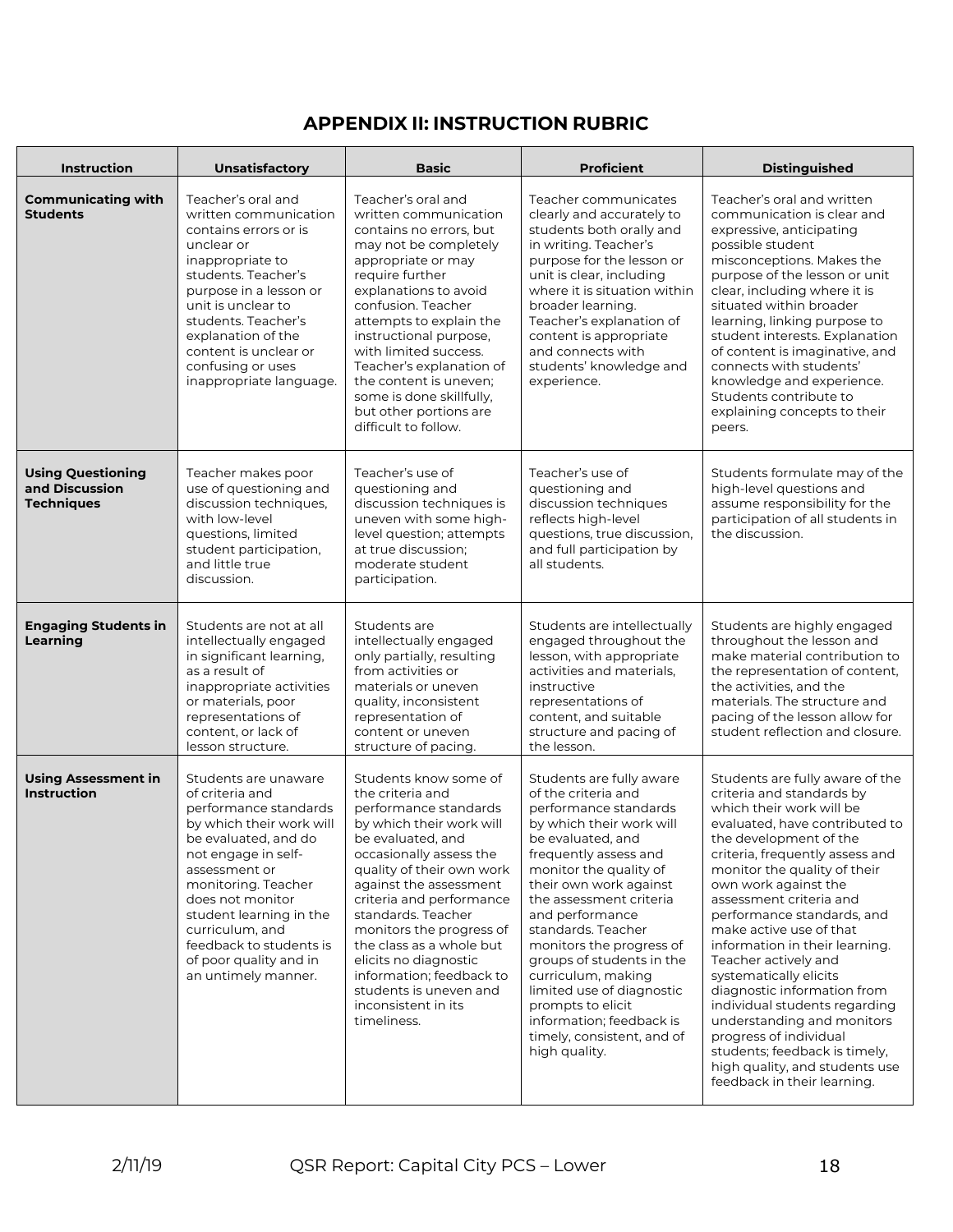## APPENDIX II: INSTRUCTION RUBRIC

| Instruction | Unsatisfactory | Basic | Proficient | Distinguished |
|---|---|---|---|---|
| **Communicating with Students** | Teacher's oral and written communication contains errors or is unclear or inappropriate to students. Teacher's purpose in a lesson or unit is unclear to students. Teacher's explanation of the content is unclear or confusing or uses inappropriate language. | Teacher's oral and written communication contains no errors, but may not be completely appropriate or may require further explanations to avoid confusion. Teacher attempts to explain the instructional purpose, with limited success. Teacher's explanation of the content is uneven; some is done skillfully, but other portions are difficult to follow. | Teacher communicates clearly and accurately to students both orally and in writing. Teacher's purpose for the lesson or unit is clear, including where it is situation within broader learning. Teacher's explanation of content is appropriate and connects with students' knowledge and experience. | Teacher's oral and written communication is clear and expressive, anticipating possible student misconceptions. Makes the purpose of the lesson or unit clear, including where it is situated within broader learning, linking purpose to student interests. Explanation of content is imaginative, and connects with students' knowledge and experience. Students contribute to explaining concepts to their peers. |
| **Using Questioning and Discussion Techniques** | Teacher makes poor use of questioning and discussion techniques, with low-level questions, limited student participation, and little true discussion. | Teacher's use of questioning and discussion techniques is uneven with some high-level question; attempts at true discussion; moderate student participation. | Teacher's use of questioning and discussion techniques reflects high-level questions, true discussion, and full participation by all students. | Students formulate may of the high-level questions and assume responsibility for the participation of all students in the discussion. |
| **Engaging Students in Learning** | Students are not at all intellectually engaged in significant learning, as a result of inappropriate activities or materials, poor representations of content, or lack of lesson structure. | Students are intellectually engaged only partially, resulting from activities or materials or uneven quality, inconsistent representation of content or uneven structure of pacing. | Students are intellectually engaged throughout the lesson, with appropriate activities and materials, instructive representations of content, and suitable structure and pacing of the lesson. | Students are highly engaged throughout the lesson and make material contribution to the representation of content, the activities, and the materials. The structure and pacing of the lesson allow for student reflection and closure. |
| **Using Assessment in Instruction** | Students are unaware of criteria and performance standards by which their work will be evaluated, and do not engage in self-assessment or monitoring. Teacher does not monitor student learning in the curriculum, and feedback to students is of poor quality and in an untimely manner. | Students know some of the criteria and performance standards by which their work will be evaluated, and occasionally assess the quality of their own work against the assessment criteria and performance standards. Teacher monitors the progress of the class as a whole but elicits no diagnostic information; feedback to students is uneven and inconsistent in its timeliness. | Students are fully aware of the criteria and performance standards by which their work will be evaluated, and frequently assess and monitor the quality of their own work against the assessment criteria and performance standards. Teacher monitors the progress of groups of students in the curriculum, making limited use of diagnostic prompts to elicit information; feedback is timely, consistent, and of high quality. | Students are fully aware of the criteria and standards by which their work will be evaluated, have contributed to the development of the criteria, frequently assess and monitor the quality of their own work against the assessment criteria and performance standards, and make active use of that information in their learning. Teacher actively and systematically elicits diagnostic information from individual students regarding understanding and monitors progress of individual students; feedback is timely, high quality, and students use feedback in their learning. |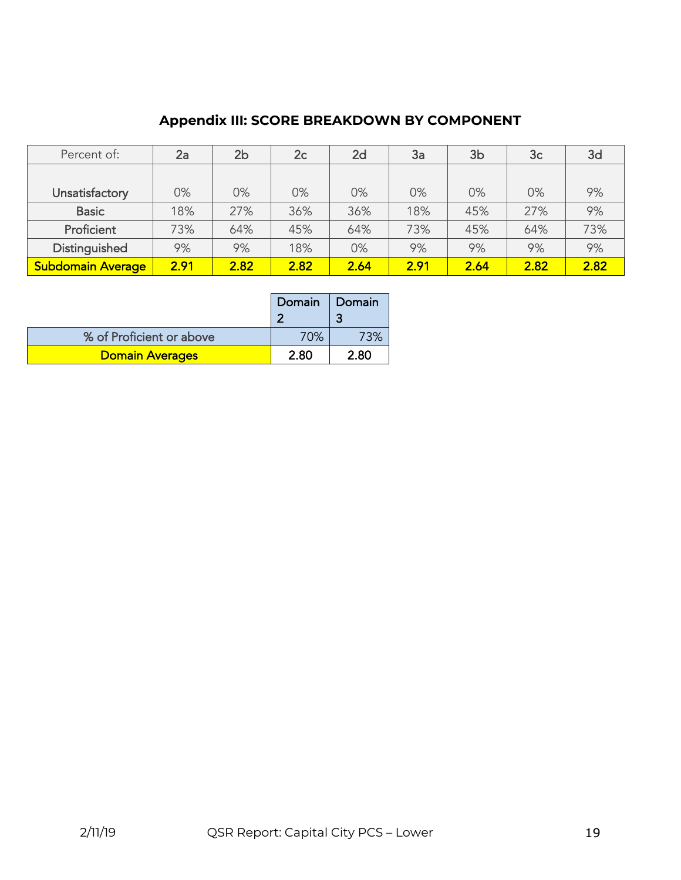## Appendix III: SCORE BREAKDOWN BY COMPONENT

| Percent of: | 2a | 2b | 2c | 2d | 3a | 3b | 3c | 3d |
|---|---|---|---|---|---|---|---|---|
| Unsatisfactory | 0% | 0% | 0% | 0% | 0% | 0% | 0% | 9% |
| Basic | 18% | 27% | 36% | 36% | 18% | 45% | 27% | 9% |
| Proficient | 73% | 64% | 45% | 64% | 73% | 45% | 64% | 73% |
| Distinguished | 9% | 9% | 18% | 0% | 9% | 9% | 9% | 9% |
| **Subdomain Average** | **2.91** | **2.82** | **2.82** | **2.64** | **2.91** | **2.64** | **2.82** | **2.82** |

| | Domain 2 | Domain 3 |
|---|---|---|
| % of Proficient or above | 70% | 73% |
| Domain Averages | 2.80 | 2.80 |